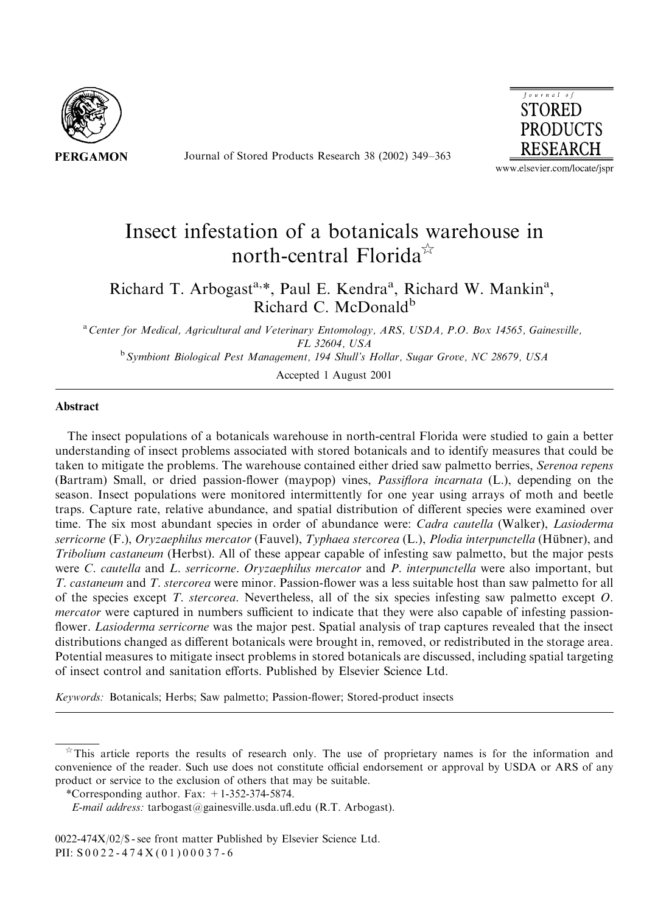# Insect infestation of a botanicals warehouse in north-central Florida☆

Richard T. Arbogast[a,*], Paul E. Kendra[a], Richard W. Mankin[a], Richard C. McDonald[b]

[a] Center for Medical, Agricultural and Veterinary Entomology, ARS, USDA, P.O. Box 14565, Gainesville, FL 32604, USA

[b] Symbiont Biological Pest Management, 194 Shull's Hollar, Sugar Grove, NC 28679, USA

Accepted 1 August 2001

## Abstract

The insect populations of a botanicals warehouse in north-central Florida were studied to gain a better understanding of insect problems associated with stored botanicals and to identify measures that could be taken to mitigate the problems. The warehouse contained either dried saw palmetto berries, *Serenoa repens* (Bartram) Small, or dried passion-flower (maypop) vines, *Passiflora incarnata* (L.), depending on the season. Insect populations were monitored intermittently for one year using arrays of moth and beetle traps. Capture rate, relative abundance, and spatial distribution of different species were examined over time. The six most abundant species in order of abundance were: *Cadra cautella* (Walker), *Lasioderma serricorne* (F.), *Oryzaephilus mercator* (Fauvel), *Typhaea stercorea* (L.), *Plodia interpunctella* (Hübner), and *Tribolium castaneum* (Herbst). All of these appear capable of infesting saw palmetto, but the major pests were *C. cautella* and *L. serricorne*. *Oryzaephilus mercator* and *P. interpunctella* were also important, but *T. castaneum* and *T. stercorea* were minor. Passion-flower was a less suitable host than saw palmetto for all of the species except *T. stercorea*. Nevertheless, all of the six species infesting saw palmetto except *O. mercator* were captured in numbers sufficient to indicate that they were also capable of infesting passion-flower. *Lasioderma serricorne* was the major pest. Spatial analysis of trap captures revealed that the insect distributions changed as different botanicals were brought in, removed, or redistributed in the storage area. Potential measures to mitigate insect problems in stored botanicals are discussed, including spatial targeting of insect control and sanitation efforts. Published by Elsevier Science Ltd.

*Keywords:* Botanicals; Herbs; Saw palmetto; Passion-flower; Stored-product insects

☆This article reports the results of research only. The use of proprietary names is for the information and convenience of the reader. Such use does not constitute official endorsement or approval by USDA or ARS of any product or service to the exclusion of others that may be suitable.

*Corresponding author. Fax: +1-352-374-5874.

*E-mail address:* tarbogast@gainesville.usda.ufl.edu (R.T. Arbogast).

0022-474X/02/$ - see front matter Published by Elsevier Science Ltd.
PII: S0022-474X(01)00037-6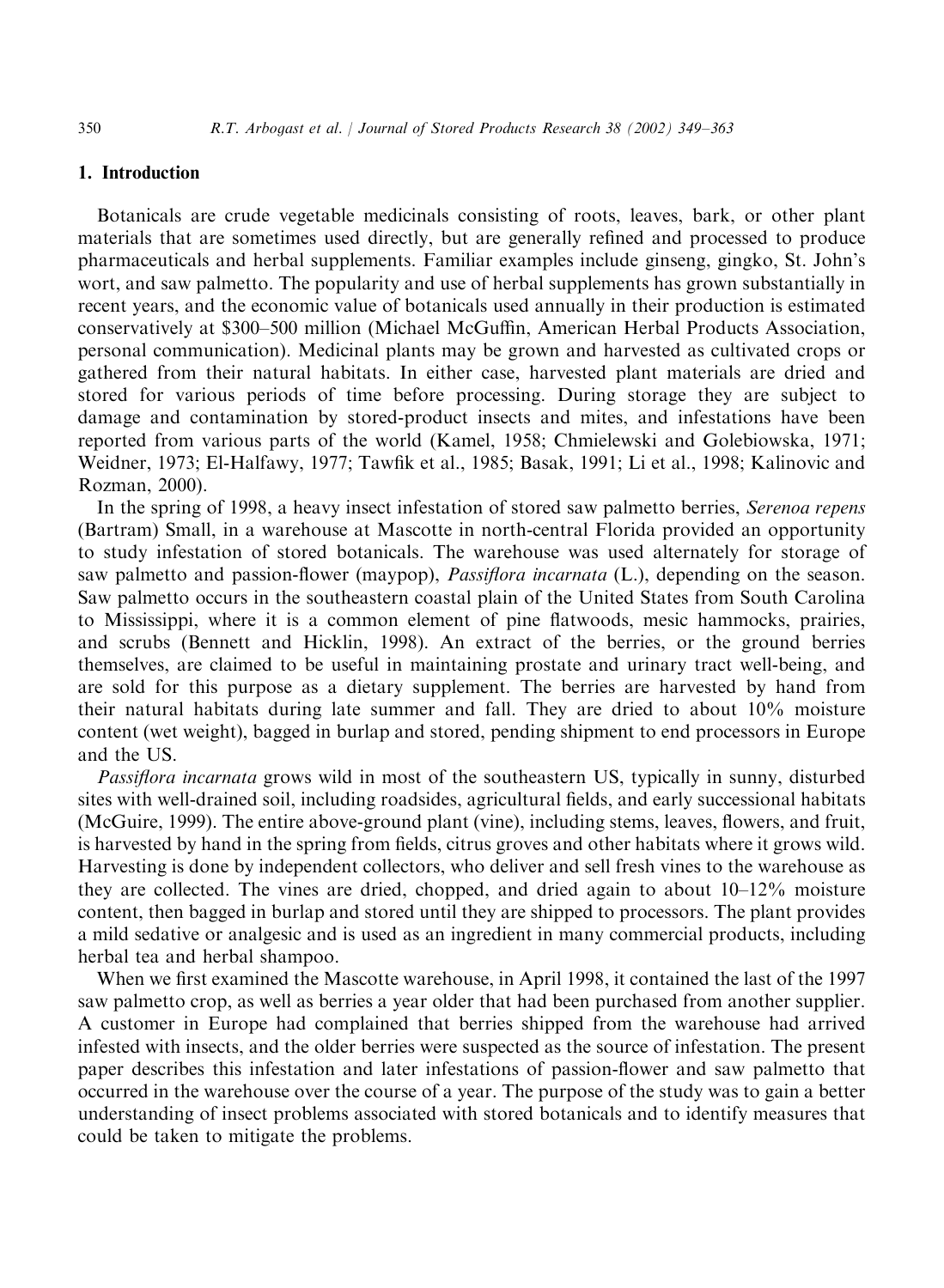## 1. Introduction

Botanicals are crude vegetable medicinals consisting of roots, leaves, bark, or other plant materials that are sometimes used directly, but are generally refined and processed to produce pharmaceuticals and herbal supplements. Familiar examples include ginseng, gingko, St. John's wort, and saw palmetto. The popularity and use of herbal supplements has grown substantially in recent years, and the economic value of botanicals used annually in their production is estimated conservatively at \$300–500 million (Michael McGuffin, American Herbal Products Association, personal communication). Medicinal plants may be grown and harvested as cultivated crops or gathered from their natural habitats. In either case, harvested plant materials are dried and stored for various periods of time before processing. During storage they are subject to damage and contamination by stored-product insects and mites, and infestations have been reported from various parts of the world (Kamel, 1958; Chmielewski and Golebiowska, 1971; Weidner, 1973; El-Halfawy, 1977; Tawfik et al., 1985; Basak, 1991; Li et al., 1998; Kalinovic and Rozman, 2000).

In the spring of 1998, a heavy insect infestation of stored saw palmetto berries, *Serenoa repens* (Bartram) Small, in a warehouse at Mascotte in north-central Florida provided an opportunity to study infestation of stored botanicals. The warehouse was used alternately for storage of saw palmetto and passion-flower (maypop), *Passiflora incarnata* (L.), depending on the season. Saw palmetto occurs in the southeastern coastal plain of the United States from South Carolina to Mississippi, where it is a common element of pine flatwoods, mesic hammocks, prairies, and scrubs (Bennett and Hicklin, 1998). An extract of the berries, or the ground berries themselves, are claimed to be useful in maintaining prostate and urinary tract well-being, and are sold for this purpose as a dietary supplement. The berries are harvested by hand from their natural habitats during late summer and fall. They are dried to about 10% moisture content (wet weight), bagged in burlap and stored, pending shipment to end processors in Europe and the US.

*Passiflora incarnata* grows wild in most of the southeastern US, typically in sunny, disturbed sites with well-drained soil, including roadsides, agricultural fields, and early successional habitats (McGuire, 1999). The entire above-ground plant (vine), including stems, leaves, flowers, and fruit, is harvested by hand in the spring from fields, citrus groves and other habitats where it grows wild. Harvesting is done by independent collectors, who deliver and sell fresh vines to the warehouse as they are collected. The vines are dried, chopped, and dried again to about 10–12% moisture content, then bagged in burlap and stored until they are shipped to processors. The plant provides a mild sedative or analgesic and is used as an ingredient in many commercial products, including herbal tea and herbal shampoo.

When we first examined the Mascotte warehouse, in April 1998, it contained the last of the 1997 saw palmetto crop, as well as berries a year older that had been purchased from another supplier. A customer in Europe had complained that berries shipped from the warehouse had arrived infested with insects, and the older berries were suspected as the source of infestation. The present paper describes this infestation and later infestations of passion-flower and saw palmetto that occurred in the warehouse over the course of a year. The purpose of the study was to gain a better understanding of insect problems associated with stored botanicals and to identify measures that could be taken to mitigate the problems.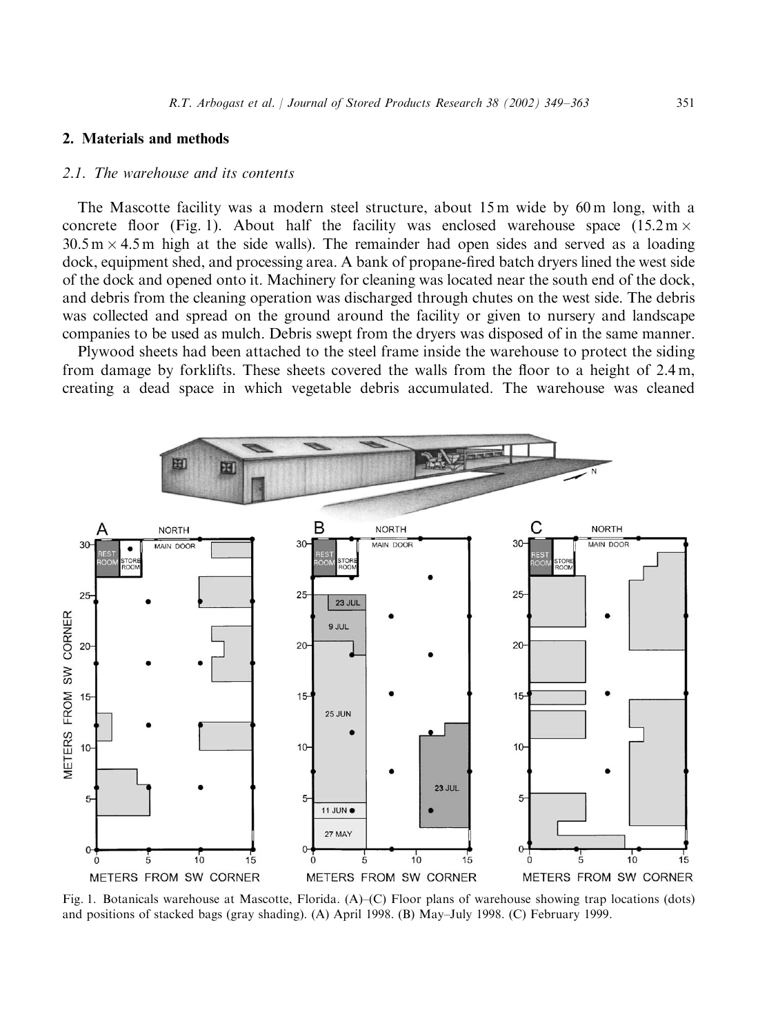## 2. Materials and methods

### 2.1. The warehouse and its contents

The Mascotte facility was a modern steel structure, about 15 m wide by 60 m long, with a concrete floor (Fig. 1). About half the facility was enclosed warehouse space ($15.2\,\text{m} \times 30.5\,\text{m} \times 4.5\,\text{m}$ high at the side walls). The remainder had open sides and served as a loading dock, equipment shed, and processing area. A bank of propane-fired batch dryers lined the west side of the dock and opened onto it. Machinery for cleaning was located near the south end of the dock, and debris from the cleaning operation was discharged through chutes on the west side. The debris was collected and spread on the ground around the facility or given to nursery and landscape companies to be used as mulch. Debris swept from the dryers was disposed of in the same manner.

Plywood sheets had been attached to the steel frame inside the warehouse to protect the siding from damage by forklifts. These sheets covered the walls from the floor to a height of 2.4 m, creating a dead space in which vegetable debris accumulated. The warehouse was cleaned

Fig. 1. Botanicals warehouse at Mascotte, Florida. (A)–(C) Floor plans of warehouse showing trap locations (dots) and positions of stacked bags (gray shading). (A) April 1998. (B) May–July 1998. (C) February 1999.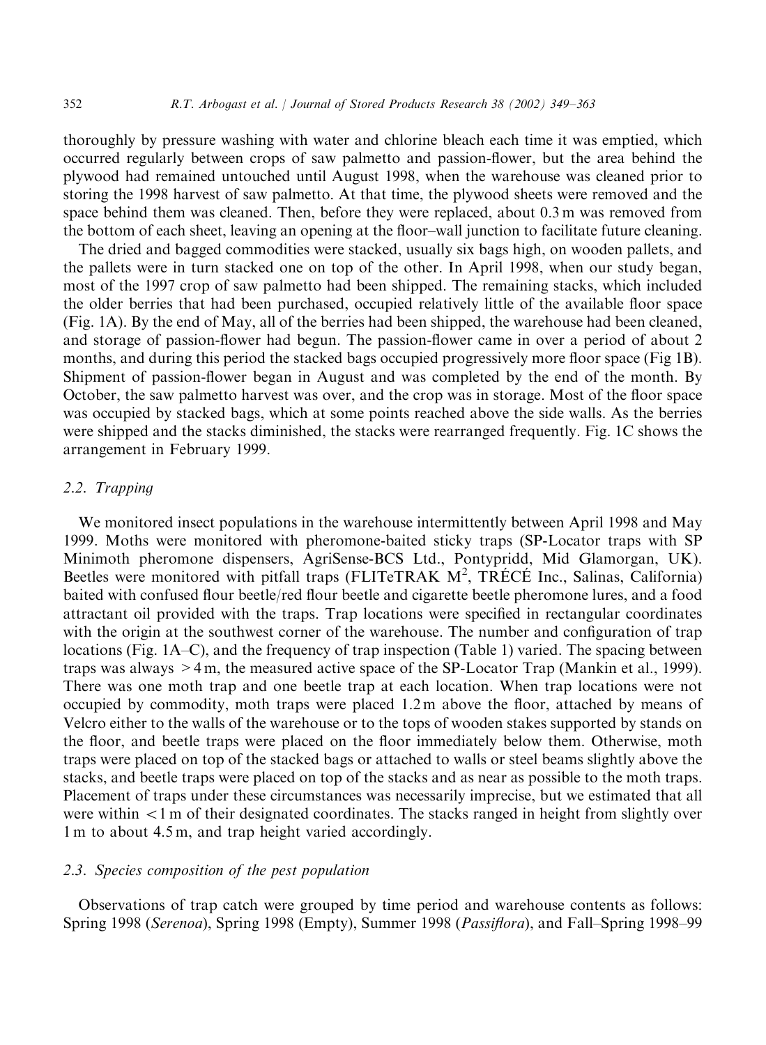thoroughly by pressure washing with water and chlorine bleach each time it was emptied, which occurred regularly between crops of saw palmetto and passion-flower, but the area behind the plywood had remained untouched until August 1998, when the warehouse was cleaned prior to storing the 1998 harvest of saw palmetto. At that time, the plywood sheets were removed and the space behind them was cleaned. Then, before they were replaced, about 0.3 m was removed from the bottom of each sheet, leaving an opening at the floor–wall junction to facilitate future cleaning.

The dried and bagged commodities were stacked, usually six bags high, on wooden pallets, and the pallets were in turn stacked one on top of the other. In April 1998, when our study began, most of the 1997 crop of saw palmetto had been shipped. The remaining stacks, which included the older berries that had been purchased, occupied relatively little of the available floor space (Fig. 1A). By the end of May, all of the berries had been shipped, the warehouse had been cleaned, and storage of passion-flower had begun. The passion-flower came in over a period of about 2 months, and during this period the stacked bags occupied progressively more floor space (Fig 1B). Shipment of passion-flower began in August and was completed by the end of the month. By October, the saw palmetto harvest was over, and the crop was in storage. Most of the floor space was occupied by stacked bags, which at some points reached above the side walls. As the berries were shipped and the stacks diminished, the stacks were rearranged frequently. Fig. 1C shows the arrangement in February 1999.

### 2.2. Trapping

We monitored insect populations in the warehouse intermittently between April 1998 and May 1999. Moths were monitored with pheromone-baited sticky traps (SP-Locator traps with SP Minimoth pheromone dispensers, AgriSense-BCS Ltd., Pontypridd, Mid Glamorgan, UK). Beetles were monitored with pitfall traps (FLITeTRAK $M^2$, TRÉCÉ Inc., Salinas, California) baited with confused flour beetle/red flour beetle and cigarette beetle pheromone lures, and a food attractant oil provided with the traps. Trap locations were specified in rectangular coordinates with the origin at the southwest corner of the warehouse. The number and configuration of trap locations (Fig. 1A–C), and the frequency of trap inspection (Table 1) varied. The spacing between traps was always $>4$ m, the measured active space of the SP-Locator Trap (Mankin et al., 1999). There was one moth trap and one beetle trap at each location. When trap locations were not occupied by commodity, moth traps were placed 1.2 m above the floor, attached by means of Velcro either to the walls of the warehouse or to the tops of wooden stakes supported by stands on the floor, and beetle traps were placed on the floor immediately below them. Otherwise, moth traps were placed on top of the stacked bags or attached to walls or steel beams slightly above the stacks, and beetle traps were placed on top of the stacks and as near as possible to the moth traps. Placement of traps under these circumstances was necessarily imprecise, but we estimated that all were within $<1$ m of their designated coordinates. The stacks ranged in height from slightly over 1 m to about 4.5 m, and trap height varied accordingly.

### 2.3. Species composition of the pest population

Observations of trap catch were grouped by time period and warehouse contents as follows: Spring 1998 (*Serenoa*), Spring 1998 (Empty), Summer 1998 (*Passiflora*), and Fall–Spring 1998–99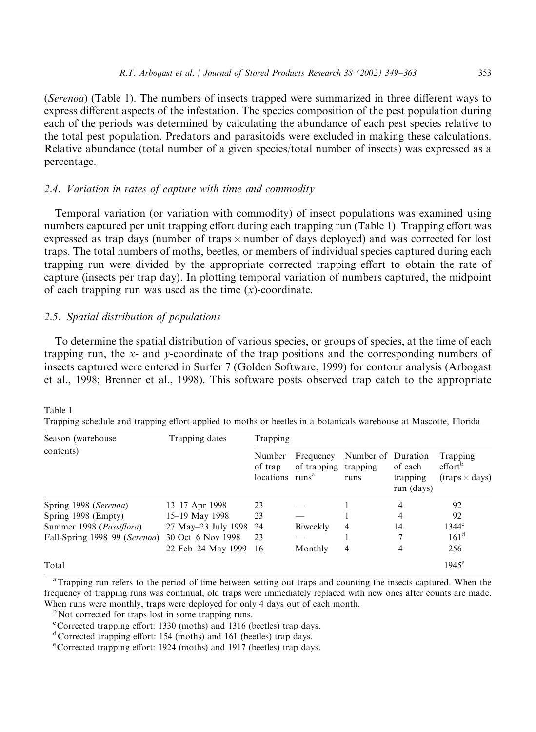(*Serenoa*) (Table 1). The numbers of insects trapped were summarized in three different ways to express different aspects of the infestation. The species composition of the pest population during each of the periods was determined by calculating the abundance of each pest species relative to the total pest population. Predators and parasitoids were excluded in making these calculations. Relative abundance (total number of a given species/total number of insects) was expressed as a percentage.

### 2.4. Variation in rates of capture with time and commodity

Temporal variation (or variation with commodity) of insect populations was examined using numbers captured per unit trapping effort during each trapping run (Table 1). Trapping effort was expressed as trap days (number of traps $\times$ number of days deployed) and was corrected for lost traps. The total numbers of moths, beetles, or members of individual species captured during each trapping run were divided by the appropriate corrected trapping effort to obtain the rate of capture (insects per trap day). In plotting temporal variation of numbers captured, the midpoint of each trapping run was used as the time ($x$)-coordinate.

### 2.5. Spatial distribution of populations

To determine the spatial distribution of various species, or groups of species, at the time of each trapping run, the $x$- and $y$-coordinate of the trap positions and the corresponding numbers of insects captured were entered in Surfer 7 (Golden Software, 1999) for contour analysis (Arbogast et al., 1998; Brenner et al., 1998). This software posts observed trap catch to the appropriate

Table 1
Trapping schedule and trapping effort applied to moths or beetles in a botanicals warehouse at Mascotte, Florida

| Season (warehouse contents) | Trapping dates | Trapping | | | | |
|---|---|---|---|---|---|---|
| | | Number of trap locations | Frequency of trapping runs[a] | Number of trapping runs | Duration of each trapping run (days) | Trapping effort[b] (traps $\times$ days) |
| Spring 1998 (*Serenoa*) | 13–17 Apr 1998 | 23 | — | 1 | 4 | 92 |
| Spring 1998 (Empty) | 15–19 May 1998 | 23 | — | 1 | 4 | 92 |
| Summer 1998 (*Passiflora*) | 27 May–23 July 1998 | 24 | Biweekly | 4 | 14 | 1344[c] |
| Fall-Spring 1998–99 (*Serenoa*) | 30 Oct–6 Nov 1998 | 23 | — | 1 | 7 | 161[d] |
| | 22 Feb–24 May 1999 | 16 | Monthly | 4 | 4 | 256 |
| Total | | | | | | 1945[e] |

[a] Trapping run refers to the period of time between setting out traps and counting the insects captured. When the frequency of trapping runs was continual, old traps were immediately replaced with new ones after counts are made. When runs were monthly, traps were deployed for only 4 days out of each month.

[b] Not corrected for traps lost in some trapping runs.

[c] Corrected trapping effort: 1330 (moths) and 1316 (beetles) trap days.

[d] Corrected trapping effort: 154 (moths) and 161 (beetles) trap days.

[e] Corrected trapping effort: 1924 (moths) and 1917 (beetles) trap days.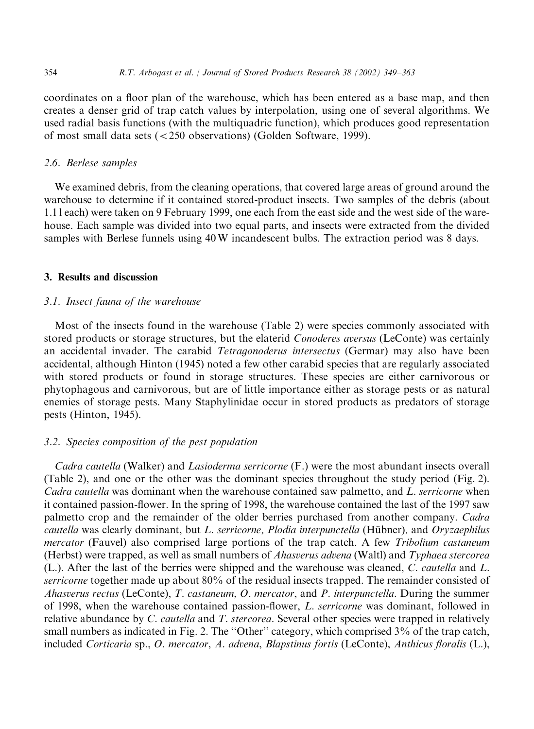coordinates on a floor plan of the warehouse, which has been entered as a base map, and then creates a denser grid of trap catch values by interpolation, using one of several algorithms. We used radial basis functions (with the multiquadric function), which produces good representation of most small data sets (<250 observations) (Golden Software, 1999).

### 2.6. Berlese samples

We examined debris, from the cleaning operations, that covered large areas of ground around the warehouse to determine if it contained stored-product insects. Two samples of the debris (about 1.1 l each) were taken on 9 February 1999, one each from the east side and the west side of the warehouse. Each sample was divided into two equal parts, and insects were extracted from the divided samples with Berlese funnels using 40 W incandescent bulbs. The extraction period was 8 days.

## 3. Results and discussion

### 3.1. Insect fauna of the warehouse

Most of the insects found in the warehouse (Table 2) were species commonly associated with stored products or storage structures, but the elaterid *Conoderes aversus* (LeConte) was certainly an accidental invader. The carabid *Tetragonoderus intersectus* (Germar) may also have been accidental, although Hinton (1945) noted a few other carabid species that are regularly associated with stored products or found in storage structures. These species are either carnivorous or phytophagous and carnivorous, but are of little importance either as storage pests or as natural enemies of storage pests. Many Staphylinidae occur in stored products as predators of storage pests (Hinton, 1945).

### 3.2. Species composition of the pest population

*Cadra cautella* (Walker) and *Lasioderma serricorne* (F.) were the most abundant insects overall (Table 2), and one or the other was the dominant species throughout the study period (Fig. 2). *Cadra cautella* was dominant when the warehouse contained saw palmetto, and *L. serricorne* when it contained passion-flower. In the spring of 1998, the warehouse contained the last of the 1997 saw palmetto crop and the remainder of the older berries purchased from another company. *Cadra cautella* was clearly dominant, but *L. serricorne*, *Plodia interpunctella* (Hübner), and *Oryzaephilus mercator* (Fauvel) also comprised large portions of the trap catch. A few *Tribolium castaneum* (Herbst) were trapped, as well as small numbers of *Ahasverus advena* (Waltl) and *Typhaea stercorea* (L.). After the last of the berries were shipped and the warehouse was cleaned, *C. cautella* and *L. serricorne* together made up about 80% of the residual insects trapped. The remainder consisted of *Ahasverus rectus* (LeConte), *T. castaneum*, *O. mercator*, and *P. interpunctella*. During the summer of 1998, when the warehouse contained passion-flower, *L. serricorne* was dominant, followed in relative abundance by *C. cautella* and *T. stercorea*. Several other species were trapped in relatively small numbers as indicated in Fig. 2. The "Other" category, which comprised 3% of the trap catch, included *Corticaria* sp., *O. mercator*, *A. advena*, *Blapstinus fortis* (LeConte), *Anthicus floralis* (L.),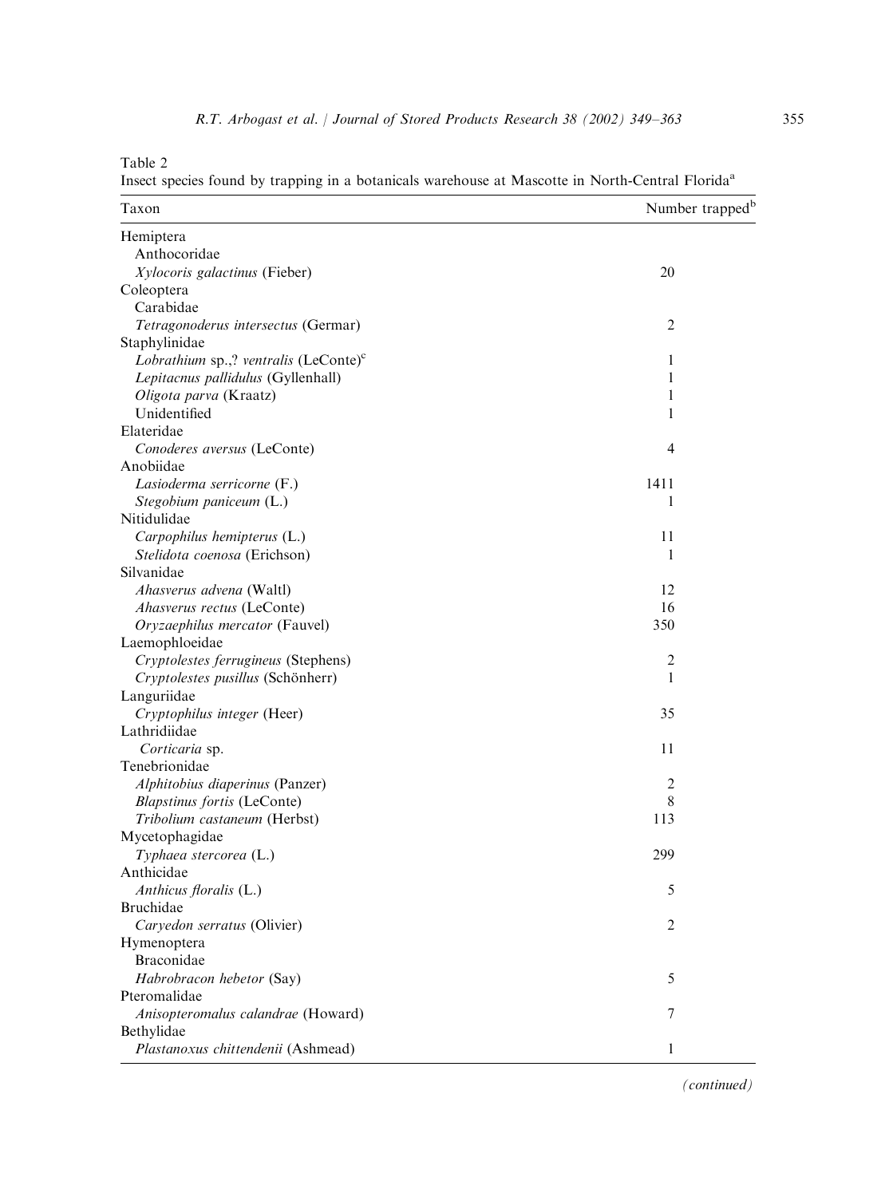Table 2
Insect species found by trapping in a botanicals warehouse at Mascotte in North-Central Florida[a]

| Taxon | Number trapped[b] |
| --- | --- |
| Hemiptera | |
| Anthocoridae | |
| *Xylocoris galactinus* (Fieber) | 20 |
| Coleoptera | |
| Carabidae | |
| *Tetragonoderus intersectus* (Germar) | 2 |
| Staphylinidae | |
| *Lobrathium* sp.,? *ventralis* (LeConte)[c] | 1 |
| *Lepitacnus pallidulus* (Gyllenhall) | 1 |
| *Oligota parva* (Kraatz) | 1 |
| Unidentified | 1 |
| Elateridae | |
| *Conoderes aversus* (LeConte) | 4 |
| Anobiidae | |
| *Lasioderma serricorne* (F.) | 1411 |
| *Stegobium paniceum* (L.) | 1 |
| Nitidulidae | |
| *Carpophilus hemipterus* (L.) | 11 |
| *Stelidota coenosa* (Erichson) | 1 |
| Silvanidae | |
| *Ahasverus advena* (Waltl) | 12 |
| *Ahasverus rectus* (LeConte) | 16 |
| *Oryzaephilus mercator* (Fauvel) | 350 |
| Laemophloeidae | |
| *Cryptolestes ferrugineus* (Stephens) | 2 |
| *Cryptolestes pusillus* (Schönherr) | 1 |
| Languriidae | |
| *Cryptophilus integer* (Heer) | 35 |
| Lathridiidae | |
| *Corticaria* sp. | 11 |
| Tenebrionidae | |
| *Alphitobius diaperinus* (Panzer) | 2 |
| *Blapstinus fortis* (LeConte) | 8 |
| *Tribolium castaneum* (Herbst) | 113 |
| Mycetophagidae | |
| *Typhaea stercorea* (L.) | 299 |
| Anthicidae | |
| *Anthicus floralis* (L.) | 5 |
| Bruchidae | |
| *Caryedon serratus* (Olivier) | 2 |
| Hymenoptera | |
| Braconidae | |
| *Habrobracon hebetor* (Say) | 5 |
| Pteromalidae | |
| *Anisopteromalus calandrae* (Howard) | 7 |
| Bethylidae | |
| *Plastanoxus chittendenii* (Ashmead) | 1 |

*(continued)*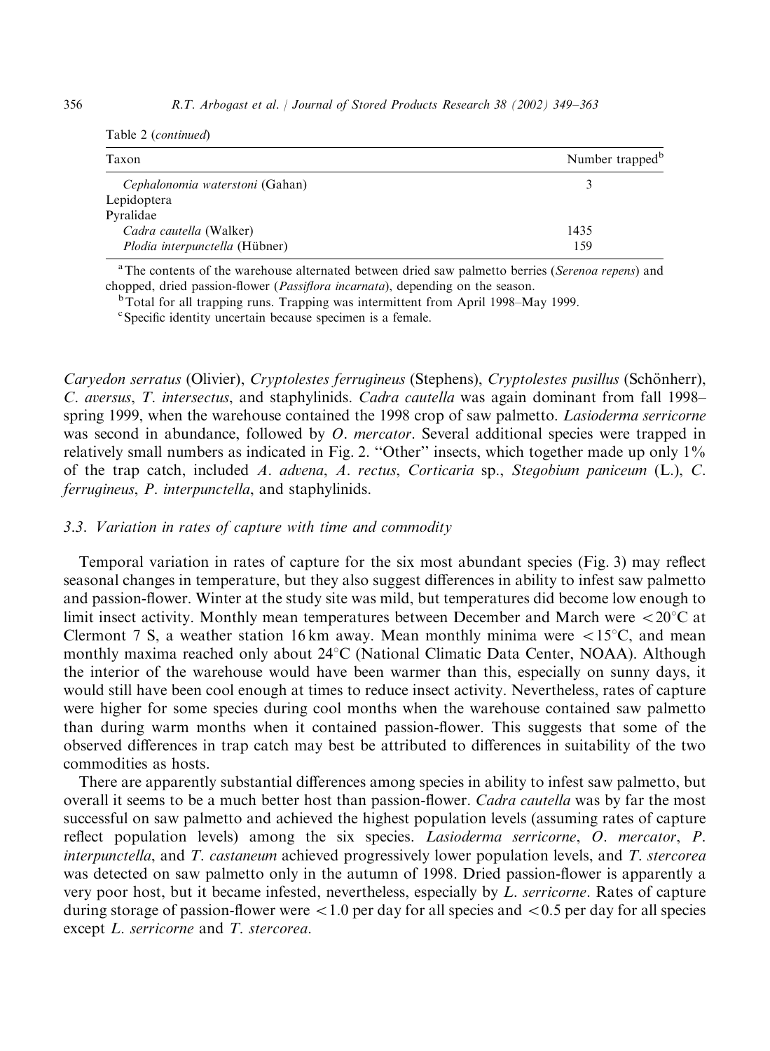Table 2 (*continued*)

| Taxon | Number trapped[b] |
|---|---|
| *Cephalonomia waterstoni* (Gahan) | 3 |
| Lepidoptera | |
| Pyralidae | |
| *Cadra cautella* (Walker) | 1435 |
| *Plodia interpunctella* (Hübner) | 159 |

[a] The contents of the warehouse alternated between dried saw palmetto berries (*Serenoa repens*) and chopped, dried passion-flower (*Passiflora incarnata*), depending on the season.

[b] Total for all trapping runs. Trapping was intermittent from April 1998–May 1999.

[c] Specific identity uncertain because specimen is a female.

*Caryedon serratus* (Olivier), *Cryptolestes ferrugineus* (Stephens), *Cryptolestes pusillus* (Schönherr), *C. aversus*, *T. intersectus*, and staphylinids. *Cadra cautella* was again dominant from fall 1998–spring 1999, when the warehouse contained the 1998 crop of saw palmetto. *Lasioderma serricorne* was second in abundance, followed by *O. mercator*. Several additional species were trapped in relatively small numbers as indicated in Fig. 2. "Other" insects, which together made up only 1% of the trap catch, included *A. advena*, *A. rectus*, *Corticaria* sp., *Stegobium paniceum* (L.), *C. ferrugineus*, *P. interpunctella*, and staphylinids.

### 3.3. Variation in rates of capture with time and commodity

Temporal variation in rates of capture for the six most abundant species (Fig. 3) may reflect seasonal changes in temperature, but they also suggest differences in ability to infest saw palmetto and passion-flower. Winter at the study site was mild, but temperatures did become low enough to limit insect activity. Monthly mean temperatures between December and March were $<20°C$ at Clermont 7 S, a weather station 16 km away. Mean monthly minima were $<15°C$, and mean monthly maxima reached only about 24°C (National Climatic Data Center, NOAA). Although the interior of the warehouse would have been warmer than this, especially on sunny days, it would still have been cool enough at times to reduce insect activity. Nevertheless, rates of capture were higher for some species during cool months when the warehouse contained saw palmetto than during warm months when it contained passion-flower. This suggests that some of the observed differences in trap catch may best be attributed to differences in suitability of the two commodities as hosts.

There are apparently substantial differences among species in ability to infest saw palmetto, but overall it seems to be a much better host than passion-flower. *Cadra cautella* was by far the most successful on saw palmetto and achieved the highest population levels (assuming rates of capture reflect population levels) among the six species. *Lasioderma serricorne*, *O. mercator*, *P. interpunctella*, and *T. castaneum* achieved progressively lower population levels, and *T. stercorea* was detected on saw palmetto only in the autumn of 1998. Dried passion-flower is apparently a very poor host, but it became infested, nevertheless, especially by *L. serricorne*. Rates of capture during storage of passion-flower were $<1.0$ per day for all species and $<0.5$ per day for all species except *L. serricorne* and *T. stercorea*.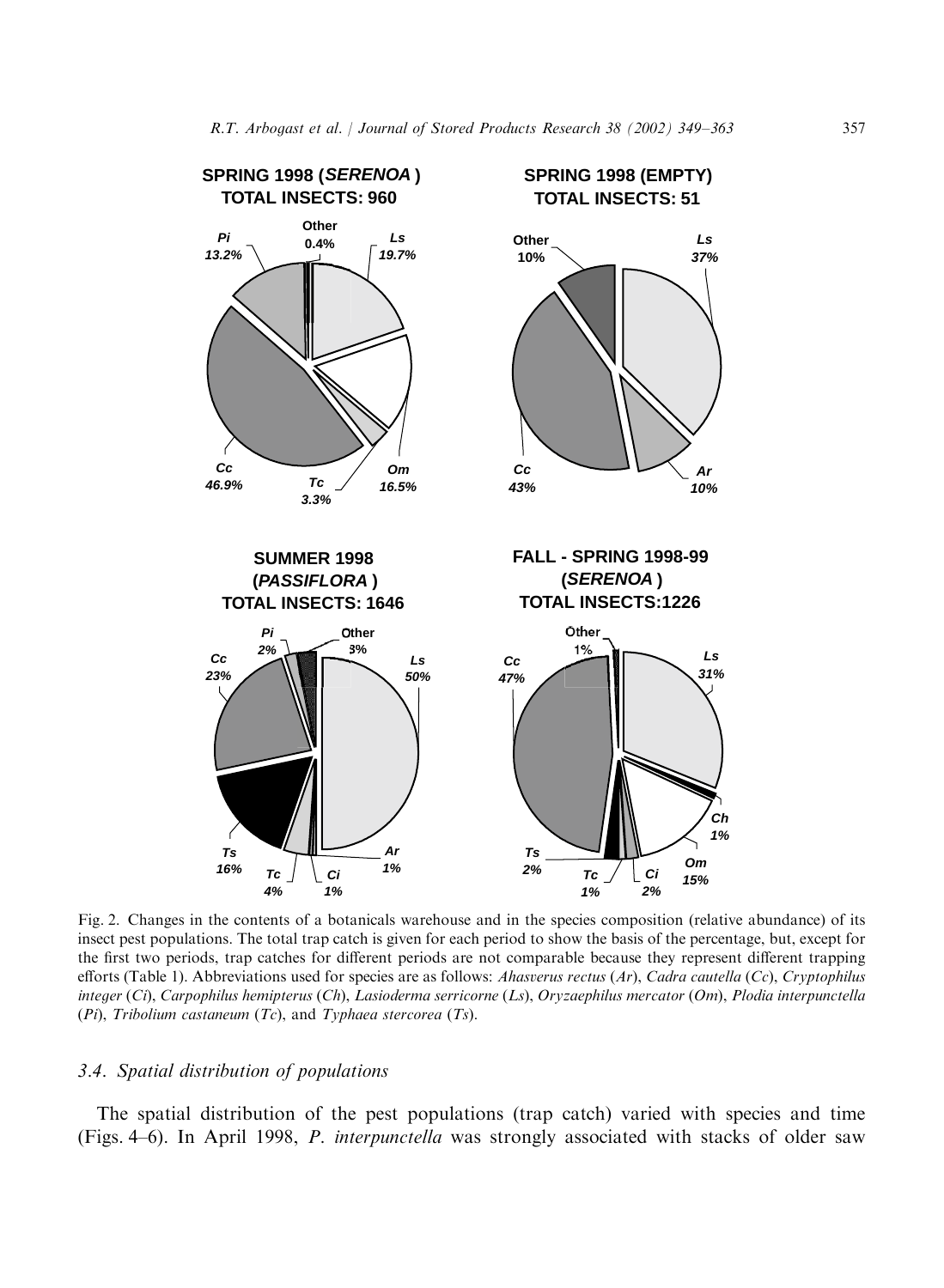**SPRING 1998 (*SERENOA*) TOTAL INSECTS: 960**

Other 0.4%, *Ls* 19.7%, *Om* 16.5%, *Tc* 3.3%, *Cc* 46.9%, *Pi* 13.2%

**SPRING 1998 (EMPTY) TOTAL INSECTS: 51**

*Ls* 37%, *Ar* 10%, *Cc* 43%, Other 10%

**SUMMER 1998 (*PASSIFLORA*) TOTAL INSECTS: 1646**

*Ls* 50%, *Ar* 1%, *Ci* 1%, *Tc* 4%, *Ts* 16%, *Cc* 23%, *Pi* 2%, Other 3%

**FALL - SPRING 1998-99 (*SERENOA*) TOTAL INSECTS:1226**

*Ls* 31%, *Ch* 1%, *Om* 15%, *Ci* 2%, *Tc* 1%, *Ts* 2%, *Cc* 47%, Other 1%

Fig. 2. Changes in the contents of a botanicals warehouse and in the species composition (relative abundance) of its insect pest populations. The total trap catch is given for each period to show the basis of the percentage, but, except for the first two periods, trap catches for different periods are not comparable because they represent different trapping efforts (Table 1). Abbreviations used for species are as follows: *Ahasverus rectus* (*Ar*), *Cadra cautella* (*Cc*), *Cryptophilus integer* (*Ci*), *Carpophilus hemipterus* (*Ch*), *Lasioderma serricorne* (*Ls*), *Oryzaephilus mercator* (*Om*), *Plodia interpunctella* (*Pi*), *Tribolium castaneum* (*Tc*), and *Typhaea stercorea* (*Ts*).

### *3.4. Spatial distribution of populations*

The spatial distribution of the pest populations (trap catch) varied with species and time (Figs. 4–6). In April 1998, *P. interpunctella* was strongly associated with stacks of older saw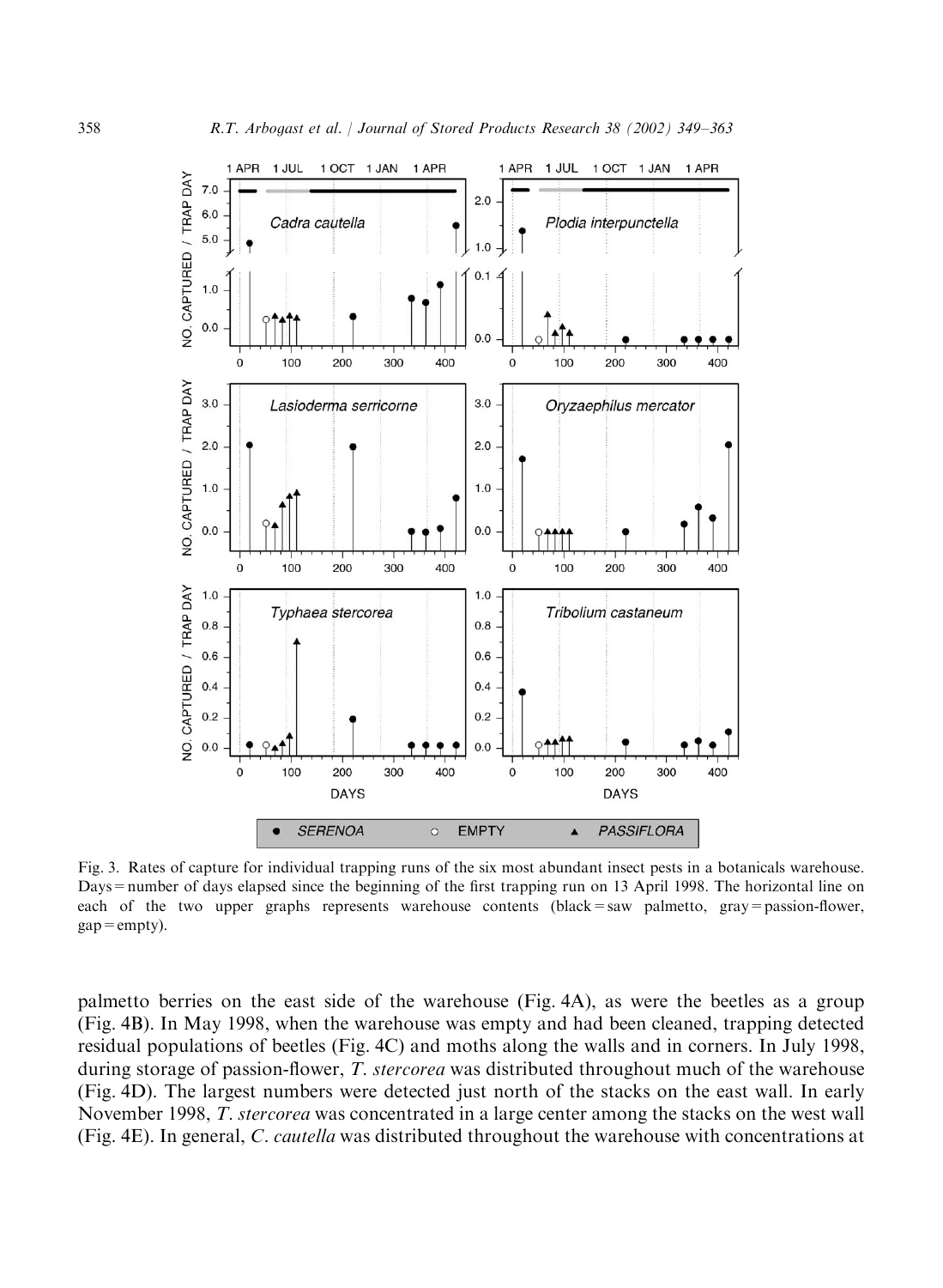Fig. 3. Rates of capture for individual trapping runs of the six most abundant insect pests in a botanicals warehouse. Days = number of days elapsed since the beginning of the first trapping run on 13 April 1998. The horizontal line on each of the two upper graphs represents warehouse contents (black = saw palmetto, gray = passion-flower, gap = empty).

palmetto berries on the east side of the warehouse (Fig. 4A), as were the beetles as a group (Fig. 4B). In May 1998, when the warehouse was empty and had been cleaned, trapping detected residual populations of beetles (Fig. 4C) and moths along the walls and in corners. In July 1998, during storage of passion-flower, *T. stercorea* was distributed throughout much of the warehouse (Fig. 4D). The largest numbers were detected just north of the stacks on the east wall. In early November 1998, *T. stercorea* was concentrated in a large center among the stacks on the west wall (Fig. 4E). In general, *C. cautella* was distributed throughout the warehouse with concentrations at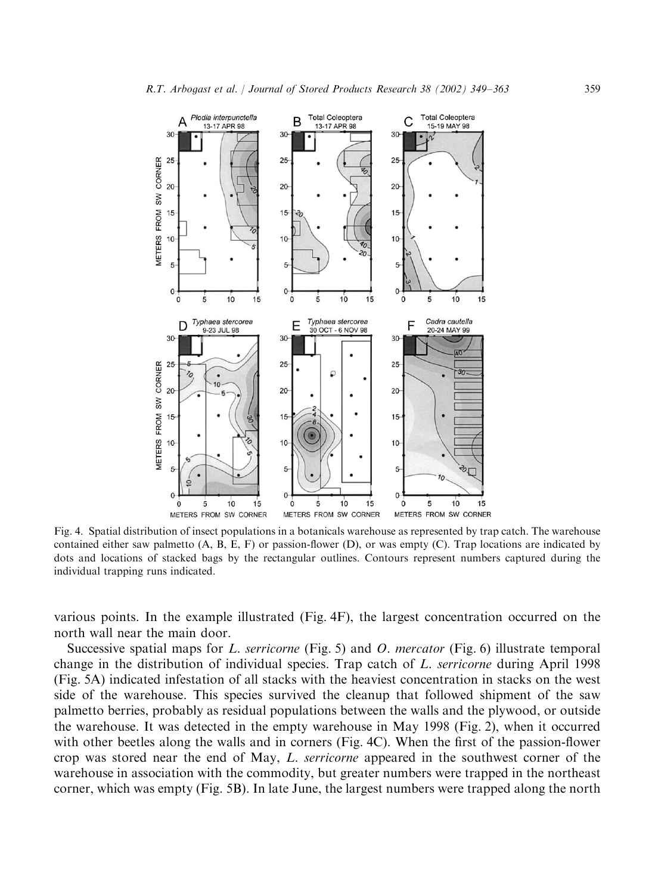Fig. 4. Spatial distribution of insect populations in a botanicals warehouse as represented by trap catch. The warehouse contained either saw palmetto (A, B, E, F) or passion-flower (D), or was empty (C). Trap locations are indicated by dots and locations of stacked bags by the rectangular outlines. Contours represent numbers captured during the individual trapping runs indicated.

various points. In the example illustrated (Fig. 4F), the largest concentration occurred on the north wall near the main door.

Successive spatial maps for *L. serricorne* (Fig. 5) and *O. mercator* (Fig. 6) illustrate temporal change in the distribution of individual species. Trap catch of *L. serricorne* during April 1998 (Fig. 5A) indicated infestation of all stacks with the heaviest concentration in stacks on the west side of the warehouse. This species survived the cleanup that followed shipment of the saw palmetto berries, probably as residual populations between the walls and the plywood, or outside the warehouse. It was detected in the empty warehouse in May 1998 (Fig. 2), when it occurred with other beetles along the walls and in corners (Fig. 4C). When the first of the passion-flower crop was stored near the end of May, *L. serricorne* appeared in the southwest corner of the warehouse in association with the commodity, but greater numbers were trapped in the northeast corner, which was empty (Fig. 5B). In late June, the largest numbers were trapped along the north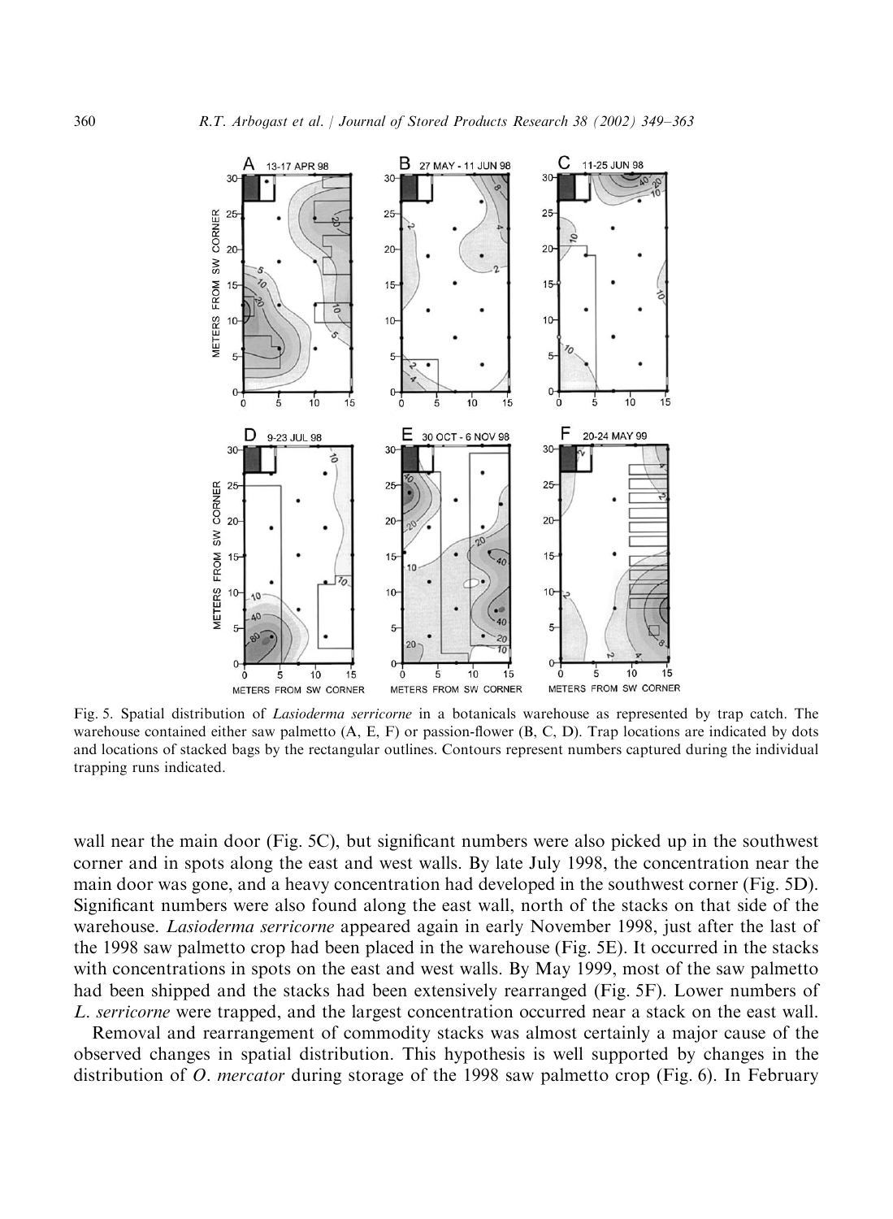Fig. 5. Spatial distribution of *Lasioderma serricorne* in a botanicals warehouse as represented by trap catch. The warehouse contained either saw palmetto (A, E, F) or passion-flower (B, C, D). Trap locations are indicated by dots and locations of stacked bags by the rectangular outlines. Contours represent numbers captured during the individual trapping runs indicated.

wall near the main door (Fig. 5C), but significant numbers were also picked up in the southwest corner and in spots along the east and west walls. By late July 1998, the concentration near the main door was gone, and a heavy concentration had developed in the southwest corner (Fig. 5D). Significant numbers were also found along the east wall, north of the stacks on that side of the warehouse. *Lasioderma serricorne* appeared again in early November 1998, just after the last of the 1998 saw palmetto crop had been placed in the warehouse (Fig. 5E). It occurred in the stacks with concentrations in spots on the east and west walls. By May 1999, most of the saw palmetto had been shipped and the stacks had been extensively rearranged (Fig. 5F). Lower numbers of *L. serricorne* were trapped, and the largest concentration occurred near a stack on the east wall.

Removal and rearrangement of commodity stacks was almost certainly a major cause of the observed changes in spatial distribution. This hypothesis is well supported by changes in the distribution of *O. mercator* during storage of the 1998 saw palmetto crop (Fig. 6). In February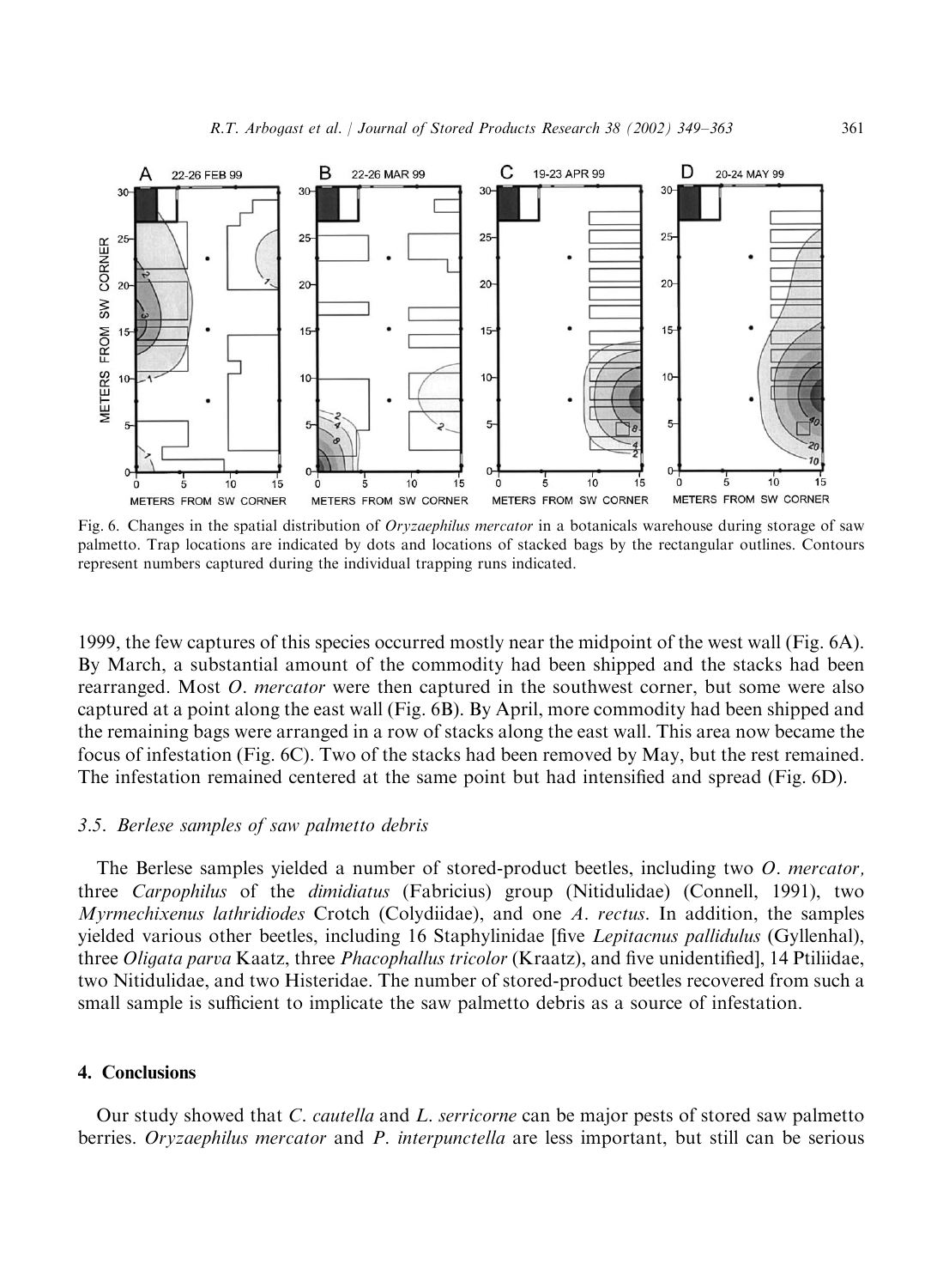Fig. 6. Changes in the spatial distribution of *Oryzaephilus mercator* in a botanicals warehouse during storage of saw palmetto. Trap locations are indicated by dots and locations of stacked bags by the rectangular outlines. Contours represent numbers captured during the individual trapping runs indicated.

1999, the few captures of this species occurred mostly near the midpoint of the west wall (Fig. 6A). By March, a substantial amount of the commodity had been shipped and the stacks had been rearranged. Most *O. mercator* were then captured in the southwest corner, but some were also captured at a point along the east wall (Fig. 6B). By April, more commodity had been shipped and the remaining bags were arranged in a row of stacks along the east wall. This area now became the focus of infestation (Fig. 6C). Two of the stacks had been removed by May, but the rest remained. The infestation remained centered at the same point but had intensified and spread (Fig. 6D).

### 3.5. Berlese samples of saw palmetto debris

The Berlese samples yielded a number of stored-product beetles, including two *O. mercator,* three *Carpophilus* of the *dimidiatus* (Fabricius) group (Nitidulidae) (Connell, 1991), two *Myrmechixenus lathridiodes* Crotch (Colydiidae), and one *A. rectus*. In addition, the samples yielded various other beetles, including 16 Staphylinidae [five *Lepitacnus pallidulus* (Gyllenhal), three *Oligata parva* Kaatz, three *Phacophallus tricolor* (Kraatz), and five unidentified], 14 Ptiliidae, two Nitidulidae, and two Histeridae. The number of stored-product beetles recovered from such a small sample is sufficient to implicate the saw palmetto debris as a source of infestation.

## 4. Conclusions

Our study showed that *C. cautella* and *L. serricorne* can be major pests of stored saw palmetto berries. *Oryzaephilus mercator* and *P. interpunctella* are less important, but still can be serious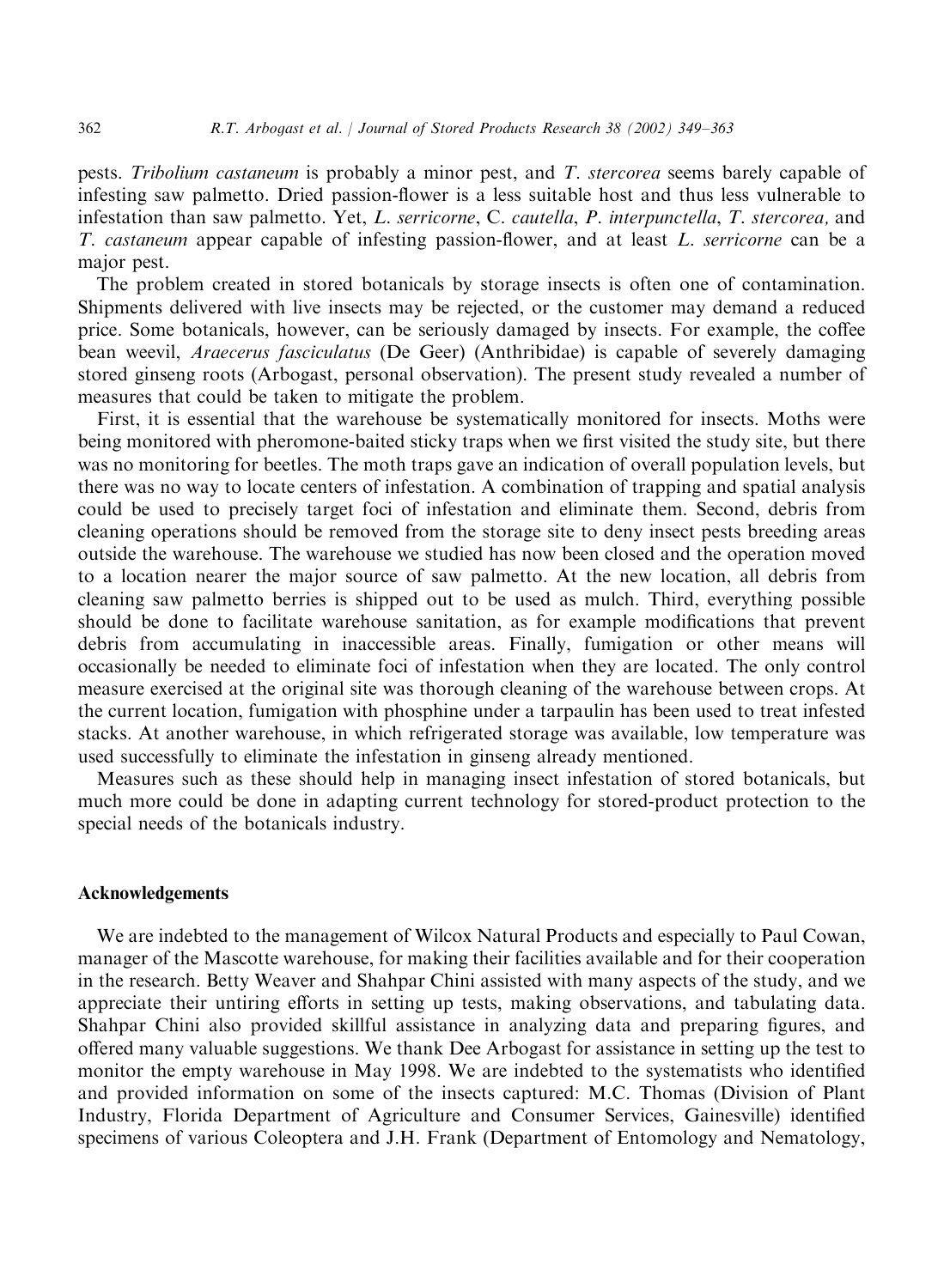pests. *Tribolium castaneum* is probably a minor pest, and *T. stercorea* seems barely capable of infesting saw palmetto. Dried passion-flower is a less suitable host and thus less vulnerable to infestation than saw palmetto. Yet, *L. serricorne*, C. *cautella*, *P. interpunctella*, *T. stercorea,* and *T. castaneum* appear capable of infesting passion-flower, and at least *L. serricorne* can be a major pest.

The problem created in stored botanicals by storage insects is often one of contamination. Shipments delivered with live insects may be rejected, or the customer may demand a reduced price. Some botanicals, however, can be seriously damaged by insects. For example, the coffee bean weevil, *Araecerus fasciculatus* (De Geer) (Anthribidae) is capable of severely damaging stored ginseng roots (Arbogast, personal observation). The present study revealed a number of measures that could be taken to mitigate the problem.

First, it is essential that the warehouse be systematically monitored for insects. Moths were being monitored with pheromone-baited sticky traps when we first visited the study site, but there was no monitoring for beetles. The moth traps gave an indication of overall population levels, but there was no way to locate centers of infestation. A combination of trapping and spatial analysis could be used to precisely target foci of infestation and eliminate them. Second, debris from cleaning operations should be removed from the storage site to deny insect pests breeding areas outside the warehouse. The warehouse we studied has now been closed and the operation moved to a location nearer the major source of saw palmetto. At the new location, all debris from cleaning saw palmetto berries is shipped out to be used as mulch. Third, everything possible should be done to facilitate warehouse sanitation, as for example modifications that prevent debris from accumulating in inaccessible areas. Finally, fumigation or other means will occasionally be needed to eliminate foci of infestation when they are located. The only control measure exercised at the original site was thorough cleaning of the warehouse between crops. At the current location, fumigation with phosphine under a tarpaulin has been used to treat infested stacks. At another warehouse, in which refrigerated storage was available, low temperature was used successfully to eliminate the infestation in ginseng already mentioned.

Measures such as these should help in managing insect infestation of stored botanicals, but much more could be done in adapting current technology for stored-product protection to the special needs of the botanicals industry.

## Acknowledgements

We are indebted to the management of Wilcox Natural Products and especially to Paul Cowan, manager of the Mascotte warehouse, for making their facilities available and for their cooperation in the research. Betty Weaver and Shahpar Chini assisted with many aspects of the study, and we appreciate their untiring efforts in setting up tests, making observations, and tabulating data. Shahpar Chini also provided skillful assistance in analyzing data and preparing figures, and offered many valuable suggestions. We thank Dee Arbogast for assistance in setting up the test to monitor the empty warehouse in May 1998. We are indebted to the systematists who identified and provided information on some of the insects captured: M.C. Thomas (Division of Plant Industry, Florida Department of Agriculture and Consumer Services, Gainesville) identified specimens of various Coleoptera and J.H. Frank (Department of Entomology and Nematology,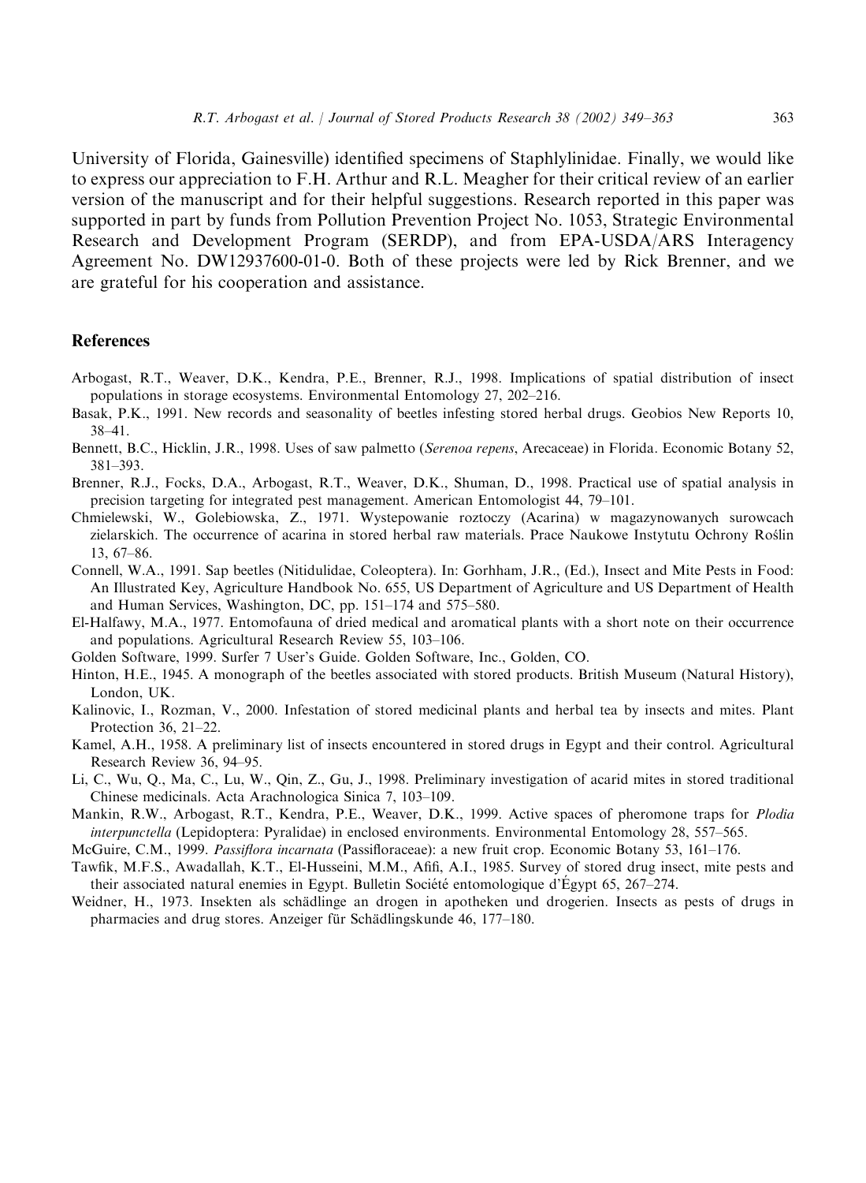University of Florida, Gainesville) identified specimens of Staphlylinidae. Finally, we would like to express our appreciation to F.H. Arthur and R.L. Meagher for their critical review of an earlier version of the manuscript and for their helpful suggestions. Research reported in this paper was supported in part by funds from Pollution Prevention Project No. 1053, Strategic Environmental Research and Development Program (SERDP), and from EPA-USDA/ARS Interagency Agreement No. DW12937600-01-0. Both of these projects were led by Rick Brenner, and we are grateful for his cooperation and assistance.

## References

Arbogast, R.T., Weaver, D.K., Kendra, P.E., Brenner, R.J., 1998. Implications of spatial distribution of insect populations in storage ecosystems. Environmental Entomology 27, 202–216.

Basak, P.K., 1991. New records and seasonality of beetles infesting stored herbal drugs. Geobios New Reports 10, 38–41.

Bennett, B.C., Hicklin, J.R., 1998. Uses of saw palmetto (*Serenoa repens*, Arecaceae) in Florida. Economic Botany 52, 381–393.

Brenner, R.J., Focks, D.A., Arbogast, R.T., Weaver, D.K., Shuman, D., 1998. Practical use of spatial analysis in precision targeting for integrated pest management. American Entomologist 44, 79–101.

Chmielewski, W., Golebiowska, Z., 1971. Wystepowanie roztoczy (Acarina) w magazynowanych surowcach zielarskich. The occurrence of acarina in stored herbal raw materials. Prace Naukowe Instytutu Ochrony Roślin 13, 67–86.

Connell, W.A., 1991. Sap beetles (Nitidulidae, Coleoptera). In: Gorhham, J.R., (Ed.), Insect and Mite Pests in Food: An Illustrated Key, Agriculture Handbook No. 655, US Department of Agriculture and US Department of Health and Human Services, Washington, DC, pp. 151–174 and 575–580.

El-Halfawy, M.A., 1977. Entomofauna of dried medical and aromatical plants with a short note on their occurrence and populations. Agricultural Research Review 55, 103–106.

Golden Software, 1999. Surfer 7 User's Guide. Golden Software, Inc., Golden, CO.

Hinton, H.E., 1945. A monograph of the beetles associated with stored products. British Museum (Natural History), London, UK.

Kalinovic, I., Rozman, V., 2000. Infestation of stored medicinal plants and herbal tea by insects and mites. Plant Protection 36, 21–22.

Kamel, A.H., 1958. A preliminary list of insects encountered in stored drugs in Egypt and their control. Agricultural Research Review 36, 94–95.

Li, C., Wu, Q., Ma, C., Lu, W., Qin, Z., Gu, J., 1998. Preliminary investigation of acarid mites in stored traditional Chinese medicinals. Acta Arachnologica Sinica 7, 103–109.

Mankin, R.W., Arbogast, R.T., Kendra, P.E., Weaver, D.K., 1999. Active spaces of pheromone traps for *Plodia interpunctella* (Lepidoptera: Pyralidae) in enclosed environments. Environmental Entomology 28, 557–565.

McGuire, C.M., 1999. *Passiflora incarnata* (Passifloraceae): a new fruit crop. Economic Botany 53, 161–176.

Tawfik, M.F.S., Awadallah, K.T., El-Husseini, M.M., Afifi, A.I., 1985. Survey of stored drug insect, mite pests and their associated natural enemies in Egypt. Bulletin Société entomologique d'Égypt 65, 267–274.

Weidner, H., 1973. Insekten als schädlinge an drogen in apotheken und drogerien. Insects as pests of drugs in pharmacies and drug stores. Anzeiger für Schädlingskunde 46, 177–180.